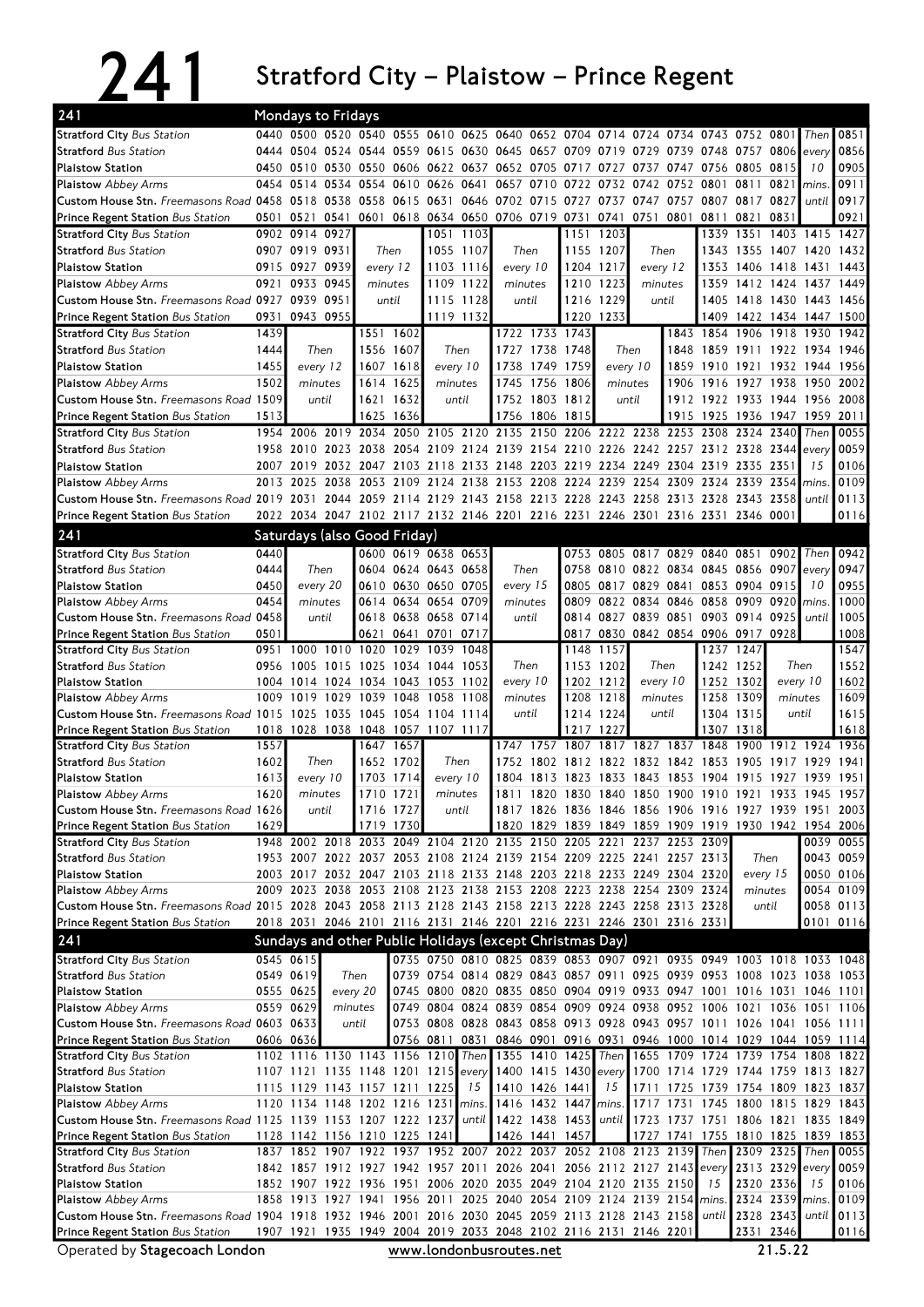# 241 Stratford City – Plaistow – Prince Regent

## Mondays to Fridays

| Stop | | | | | | | | | | | | | | | | | | |
|---|---|---|---|---|---|---|---|---|---|---|---|---|---|---|---|---|---|---|
| Stratford City *Bus Station* | 0440 | 0500 | 0520 | 0540 | 0555 | 0610 | 0625 | 0640 | 0652 | 0704 | 0714 | 0724 | 0734 | 0743 | 0752 | 0801 | *Then* | 0851 |
| Stratford *Bus Station* | 0444 | 0504 | 0524 | 0544 | 0559 | 0615 | 0630 | 0645 | 0657 | 0709 | 0719 | 0729 | 0739 | 0748 | 0757 | 0806 | *every* | 0856 |
| Plaistow Station | 0450 | 0510 | 0530 | 0550 | 0606 | 0622 | 0637 | 0652 | 0705 | 0717 | 0727 | 0737 | 0747 | 0756 | 0805 | 0815 | *10* | 0905 |
| Plaistow *Abbey Arms* | 0454 | 0514 | 0534 | 0554 | 0610 | 0626 | 0641 | 0657 | 0710 | 0722 | 0732 | 0742 | 0752 | 0801 | 0811 | 0821 | *mins.* | 0911 |
| Custom House Stn. *Freemasons Road* | 0458 | 0518 | 0538 | 0558 | 0615 | 0631 | 0646 | 0702 | 0715 | 0727 | 0737 | 0747 | 0757 | 0807 | 0817 | 0827 | *until* | 0917 |
| Prince Regent Station *Bus Station* | 0501 | 0521 | 0541 | 0601 | 0618 | 0634 | 0650 | 0706 | 0719 | 0731 | 0741 | 0751 | 0801 | 0811 | 0821 | 0831 | | 0921 |

| Stop | | | | | | | | | | | | | | | | |
|---|---|---|---|---|---|---|---|---|---|---|---|---|---|---|---|---|
| Stratford City *Bus Station* | 0902 | 0914 | 0927 | *Then* | 1051 | 1103 | *Then* | 1151 | 1203 | *Then* | 1339 | 1351 | 1403 | 1415 | 1427 |
| Stratford *Bus Station* | 0907 | 0919 | 0931 | *every 12* | 1055 | 1107 | *every 10* | 1155 | 1207 | *every 12* | 1343 | 1355 | 1407 | 1420 | 1432 |
| Plaistow Station | 0915 | 0927 | 0939 | *minutes* | 1103 | 1116 | *minutes* | 1204 | 1217 | *minutes* | 1353 | 1406 | 1418 | 1431 | 1443 |
| Plaistow *Abbey Arms* | 0921 | 0933 | 0945 | *until* | 1109 | 1122 | *until* | 1210 | 1223 | *until* | 1359 | 1412 | 1424 | 1437 | 1449 |
| Custom House Stn. *Freemasons Road* | 0927 | 0939 | 0951 | | 1115 | 1128 | | 1216 | 1229 | | 1405 | 1418 | 1430 | 1443 | 1456 |
| Prince Regent Station *Bus Station* | 0931 | 0943 | 0955 | | 1119 | 1132 | | 1220 | 1233 | | 1409 | 1422 | 1434 | 1447 | 1500 |

| Stop | | | | | | | | | | | | | | | | |
|---|---|---|---|---|---|---|---|---|---|---|---|---|---|---|---|---|
| Stratford City *Bus Station* | 1439 | *Then* | 1551 | 1602 | *Then* | 1722 | 1733 | 1743 | *Then* | 1843 | 1854 | 1906 | 1918 | 1930 | 1942 |
| Stratford *Bus Station* | 1444 | *every 12* | 1556 | 1607 | *every 10* | 1727 | 1738 | 1748 | *every 10* | 1848 | 1859 | 1911 | 1922 | 1934 | 1946 |
| Plaistow Station | 1455 | *minutes* | 1607 | 1618 | *minutes* | 1738 | 1749 | 1759 | *minutes* | 1859 | 1910 | 1921 | 1932 | 1944 | 1956 |
| Plaistow *Abbey Arms* | 1502 | *until* | 1614 | 1625 | *until* | 1745 | 1756 | 1806 | *until* | 1906 | 1916 | 1927 | 1938 | 1950 | 2002 |
| Custom House Stn. *Freemasons Road* | 1509 | | 1621 | 1632 | | 1752 | 1803 | 1812 | | 1912 | 1922 | 1933 | 1944 | 1956 | 2008 |
| Prince Regent Station *Bus Station* | 1513 | | 1625 | 1636 | | 1756 | 1806 | 1815 | | 1915 | 1925 | 1936 | 1947 | 1959 | 2011 |

| Stop | | | | | | | | | | | | | | | | | | |
|---|---|---|---|---|---|---|---|---|---|---|---|---|---|---|---|---|---|---|
| Stratford City *Bus Station* | 1954 | 2006 | 2019 | 2034 | 2050 | 2105 | 2120 | 2135 | 2150 | 2206 | 2222 | 2238 | 2253 | 2308 | 2324 | 2340 | *Then* | 0055 |
| Stratford *Bus Station* | 1958 | 2010 | 2023 | 2038 | 2054 | 2109 | 2124 | 2139 | 2154 | 2210 | 2226 | 2242 | 2257 | 2312 | 2328 | 2344 | *every* | 0059 |
| Plaistow Station | 2007 | 2019 | 2032 | 2047 | 2103 | 2118 | 2133 | 2148 | 2203 | 2219 | 2234 | 2249 | 2304 | 2319 | 2335 | 2351 | *15* | 0106 |
| Plaistow *Abbey Arms* | 2013 | 2025 | 2038 | 2053 | 2109 | 2124 | 2138 | 2153 | 2208 | 2224 | 2239 | 2254 | 2309 | 2324 | 2339 | 2354 | *mins.* | 0109 |
| Custom House Stn. *Freemasons Road* | 2019 | 2031 | 2044 | 2059 | 2114 | 2129 | 2143 | 2158 | 2213 | 2228 | 2243 | 2258 | 2313 | 2328 | 2343 | 2358 | *until* | 0113 |
| Prince Regent Station *Bus Station* | 2022 | 2034 | 2047 | 2102 | 2117 | 2132 | 2146 | 2201 | 2216 | 2231 | 2246 | 2301 | 2316 | 2331 | 2346 | 0001 | | 0116 |

## Saturdays (also Good Friday)

| Stop | | | | | | | | | | | | | | | | | |
|---|---|---|---|---|---|---|---|---|---|---|---|---|---|---|---|---|---|
| Stratford City *Bus Station* | 0440 | *Then* | 0600 | 0619 | 0638 | 0653 | *Then* | 0753 | 0805 | 0817 | 0829 | 0840 | 0851 | 0902 | *Then* | 0942 |
| Stratford *Bus Station* | 0444 | *every 20* | 0604 | 0624 | 0643 | 0658 | *every 15* | 0758 | 0810 | 0822 | 0834 | 0845 | 0856 | 0907 | *every* | 0947 |
| Plaistow Station | 0450 | *minutes* | 0610 | 0630 | 0650 | 0705 | *minutes* | 0805 | 0817 | 0829 | 0841 | 0853 | 0904 | 0915 | *10* | 0955 |
| Plaistow *Abbey Arms* | 0454 | *until* | 0614 | 0634 | 0654 | 0709 | *until* | 0809 | 0822 | 0834 | 0846 | 0858 | 0909 | 0920 | *mins.* | 1000 |
| Custom House Stn. *Freemasons Road* | 0458 | | 0618 | 0638 | 0658 | 0714 | | 0814 | 0827 | 0839 | 0851 | 0903 | 0914 | 0925 | *until* | 1005 |
| Prince Regent Station *Bus Station* | 0501 | | 0621 | 0641 | 0701 | 0717 | | 0817 | 0830 | 0842 | 0854 | 0906 | 0917 | 0928 | | 1008 |

| Stop | | | | | | | | | | | | | | | | |
|---|---|---|---|---|---|---|---|---|---|---|---|---|---|---|---|---|
| Stratford City *Bus Station* | 0951 | 1000 | 1010 | 1020 | 1029 | 1039 | 1048 | *Then* | 1148 | 1157 | *Then* | 1237 | 1247 | *Then* | 1547 |
| Stratford *Bus Station* | 0956 | 1005 | 1015 | 1025 | 1034 | 1044 | 1053 | *every 10* | 1153 | 1202 | *every 10* | 1242 | 1252 | *every 10* | 1552 |
| Plaistow Station | 1004 | 1014 | 1024 | 1034 | 1043 | 1053 | 1102 | *minutes* | 1202 | 1212 | *minutes* | 1252 | 1302 | *minutes* | 1602 |
| Plaistow *Abbey Arms* | 1009 | 1019 | 1029 | 1039 | 1048 | 1058 | 1108 | *until* | 1208 | 1218 | *until* | 1258 | 1309 | *until* | 1609 |
| Custom House Stn. *Freemasons Road* | 1015 | 1025 | 1035 | 1045 | 1054 | 1104 | 1114 | | 1214 | 1224 | | 1304 | 1315 | | 1615 |
| Prince Regent Station *Bus Station* | 1018 | 1028 | 1038 | 1048 | 1057 | 1107 | 1117 | | 1217 | 1227 | | 1307 | 1318 | | 1618 |

| Stop | | | | | | | | | | | | | | | | | | |
|---|---|---|---|---|---|---|---|---|---|---|---|---|---|---|---|---|---|---|
| Stratford City *Bus Station* | 1557 | *Then* | 1647 | 1657 | *Then* | 1747 | 1757 | 1807 | 1817 | 1827 | 1837 | 1848 | 1900 | 1912 | 1924 | 1936 |
| Stratford *Bus Station* | 1602 | *every 10* | 1652 | 1702 | *every 10* | 1752 | 1802 | 1812 | 1822 | 1832 | 1842 | 1853 | 1905 | 1917 | 1929 | 1941 |
| Plaistow Station | 1613 | *minutes* | 1703 | 1714 | *minutes* | 1804 | 1813 | 1823 | 1833 | 1843 | 1853 | 1904 | 1915 | 1927 | 1939 | 1951 |
| Plaistow *Abbey Arms* | 1620 | *until* | 1710 | 1721 | *until* | 1811 | 1820 | 1830 | 1840 | 1850 | 1900 | 1910 | 1921 | 1933 | 1945 | 1957 |
| Custom House Stn. *Freemasons Road* | 1626 | | 1716 | 1727 | | 1817 | 1826 | 1836 | 1846 | 1856 | 1906 | 1916 | 1927 | 1939 | 1951 | 2003 |
| Prince Regent Station *Bus Station* | 1629 | | 1719 | 1730 | | 1820 | 1829 | 1839 | 1849 | 1859 | 1909 | 1919 | 1930 | 1942 | 1954 | 2006 |

| Stop | | | | | | | | | | | | | | | | | |
|---|---|---|---|---|---|---|---|---|---|---|---|---|---|---|---|---|---|
| Stratford City *Bus Station* | 1948 | 2002 | 2018 | 2033 | 2049 | 2104 | 2120 | 2135 | 2150 | 2205 | 2221 | 2237 | 2253 | 2309 | *Then* | 0039 | 0055 |
| Stratford *Bus Station* | 1953 | 2007 | 2022 | 2037 | 2053 | 2108 | 2124 | 2139 | 2154 | 2209 | 2225 | 2241 | 2257 | 2313 | *every 15* | 0043 | 0059 |
| Plaistow Station | 2003 | 2017 | 2032 | 2047 | 2103 | 2118 | 2133 | 2148 | 2203 | 2218 | 2233 | 2249 | 2304 | 2320 | *minutes* | 0050 | 0106 |
| Plaistow *Abbey Arms* | 2009 | 2023 | 2038 | 2053 | 2108 | 2123 | 2138 | 2153 | 2208 | 2223 | 2238 | 2254 | 2309 | 2324 | *until* | 0054 | 0109 |
| Custom House Stn. *Freemasons Road* | 2015 | 2028 | 2043 | 2058 | 2113 | 2128 | 2143 | 2158 | 2213 | 2228 | 2243 | 2258 | 2313 | 2328 | | 0058 | 0113 |
| Prince Regent Station *Bus Station* | 2018 | 2031 | 2046 | 2101 | 2116 | 2131 | 2146 | 2201 | 2216 | 2231 | 2246 | 2301 | 2316 | 2331 | | 0101 | 0116 |

## Sundays and other Public Holidays (except Christmas Day)

| Stop | | | | | | | | | | | | | | | | | | |
|---|---|---|---|---|---|---|---|---|---|---|---|---|---|---|---|---|---|---|
| Stratford City *Bus Station* | 0545 | 0615 | *Then* | 0735 | 0750 | 0810 | 0825 | 0839 | 0853 | 0907 | 0921 | 0935 | 0949 | 1003 | 1018 | 1033 | 1048 |
| Stratford *Bus Station* | 0549 | 0619 | *every 20* | 0739 | 0754 | 0814 | 0829 | 0843 | 0857 | 0911 | 0925 | 0939 | 0953 | 1008 | 1023 | 1038 | 1053 |
| Plaistow Station | 0555 | 0625 | *minutes* | 0745 | 0800 | 0820 | 0835 | 0850 | 0904 | 0919 | 0933 | 0947 | 1001 | 1016 | 1031 | 1046 | 1101 |
| Plaistow *Abbey Arms* | 0559 | 0629 | *until* | 0749 | 0804 | 0824 | 0839 | 0854 | 0909 | 0924 | 0938 | 0952 | 1006 | 1021 | 1036 | 1051 | 1106 |
| Custom House Stn. *Freemasons Road* | 0603 | 0633 | | 0753 | 0808 | 0828 | 0843 | 0858 | 0913 | 0928 | 0943 | 0957 | 1011 | 1026 | 1041 | 1056 | 1111 |
| Prince Regent Station *Bus Station* | 0606 | 0636 | | 0756 | 0811 | 0831 | 0846 | 0901 | 0916 | 0931 | 0946 | 1000 | 1014 | 1029 | 1044 | 1059 | 1114 |

| Stop | | | | | | | | | | | | | | | | | | | |
|---|---|---|---|---|---|---|---|---|---|---|---|---|---|---|---|---|---|---|---|
| Stratford City *Bus Station* | 1102 | 1116 | 1130 | 1143 | 1156 | 1210 | *Then* | 1355 | 1410 | 1425 | *Then* | 1655 | 1709 | 1724 | 1739 | 1754 | 1808 | 1822 |
| Stratford *Bus Station* | 1107 | 1121 | 1135 | 1148 | 1201 | 1215 | *every* | 1400 | 1415 | 1430 | *every* | 1700 | 1714 | 1729 | 1744 | 1759 | 1813 | 1827 |
| Plaistow Station | 1115 | 1129 | 1143 | 1157 | 1211 | 1225 | *15* | 1410 | 1426 | 1441 | *15* | 1711 | 1725 | 1739 | 1754 | 1809 | 1823 | 1837 |
| Plaistow *Abbey Arms* | 1120 | 1134 | 1148 | 1202 | 1216 | 1231 | *mins.* | 1416 | 1432 | 1447 | *mins.* | 1717 | 1731 | 1745 | 1800 | 1815 | 1829 | 1843 |
| Custom House Stn. *Freemasons Road* | 1125 | 1139 | 1153 | 1207 | 1222 | 1237 | *until* | 1422 | 1438 | 1453 | *until* | 1723 | 1737 | 1751 | 1806 | 1821 | 1835 | 1849 |
| Prince Regent Station *Bus Station* | 1128 | 1142 | 1156 | 1210 | 1225 | 1241 | | 1426 | 1441 | 1457 | | 1727 | 1741 | 1755 | 1810 | 1825 | 1839 | 1853 |

| Stop | | | | | | | | | | | | | | | | | | | |
|---|---|---|---|---|---|---|---|---|---|---|---|---|---|---|---|---|---|---|---|
| Stratford City *Bus Station* | 1837 | 1852 | 1907 | 1922 | 1937 | 1952 | 2007 | 2022 | 2037 | 2052 | 2108 | 2123 | 2139 | *Then* | 2309 | 2325 | *Then* | 0055 |
| Stratford *Bus Station* | 1842 | 1857 | 1912 | 1927 | 1942 | 1957 | 2011 | 2026 | 2041 | 2056 | 2112 | 2127 | 2143 | *every* | 2313 | 2329 | *every* | 0059 |
| Plaistow Station | 1852 | 1907 | 1922 | 1936 | 1951 | 2006 | 2020 | 2035 | 2049 | 2104 | 2120 | 2135 | 2150 | *15* | 2320 | 2336 | *15* | 0106 |
| Plaistow *Abbey Arms* | 1858 | 1913 | 1927 | 1941 | 1956 | 2011 | 2025 | 2040 | 2054 | 2109 | 2124 | 2139 | 2154 | *mins.* | 2324 | 2339 | *mins.* | 0109 |
| Custom House Stn. *Freemasons Road* | 1904 | 1918 | 1932 | 1946 | 2001 | 2016 | 2030 | 2045 | 2059 | 2113 | 2128 | 2143 | 2158 | *until* | 2328 | 2343 | *until* | 0113 |
| Prince Regent Station *Bus Station* | 1907 | 1921 | 1935 | 1949 | 2004 | 2019 | 2033 | 2048 | 2102 | 2116 | 2131 | 2146 | 2201 | | 2331 | 2346 | | 0116 |

Operated by **Stagecoach London**  www.londonbusroutes.net  21.5.22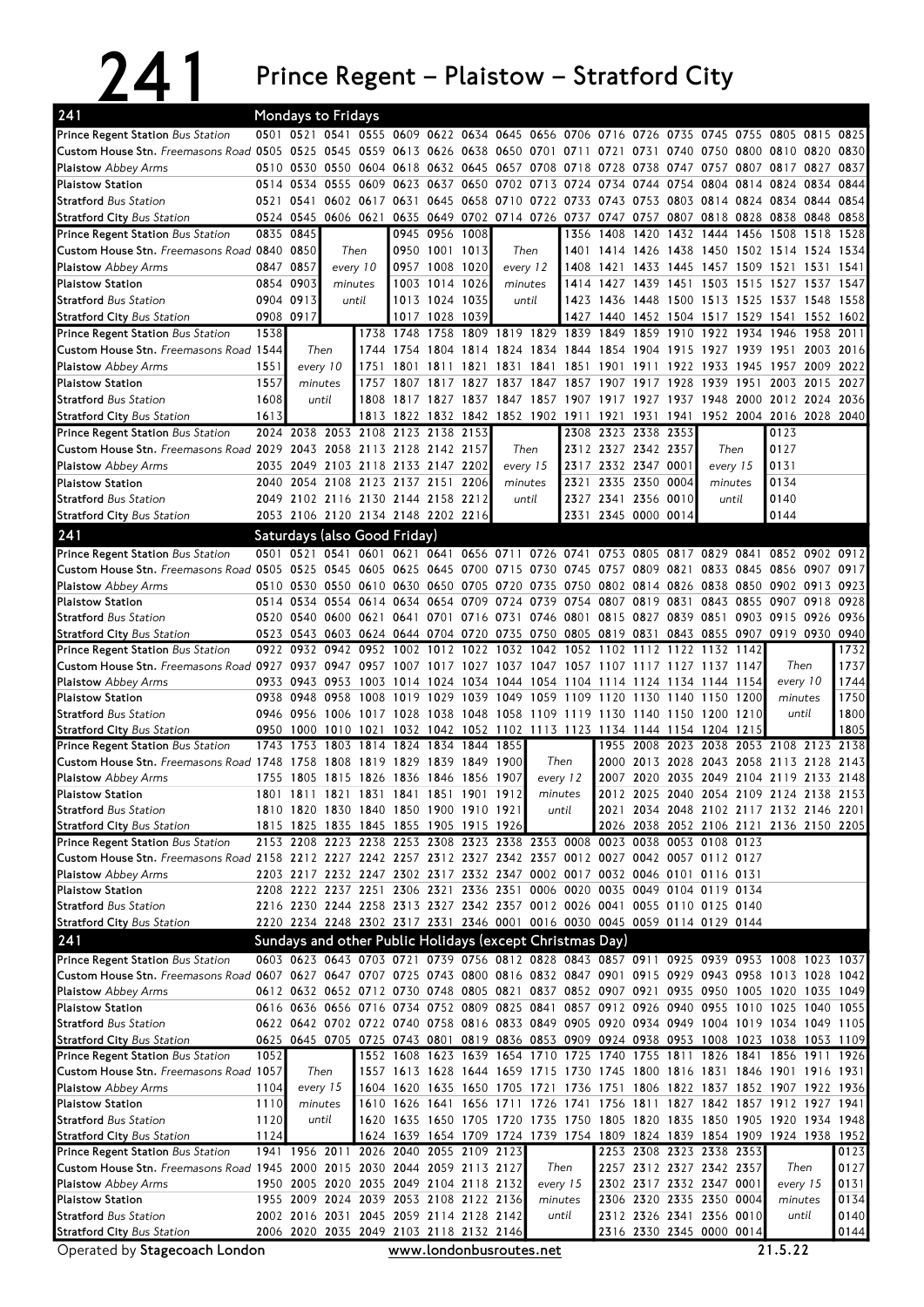# 241 Prince Regent – Plaistow – Stratford City

## Mondays to Fridays

| 241 | | | | | | | | | | | | | | | | | | |
|---|---|---|---|---|---|---|---|---|---|---|---|---|---|---|---|---|---|---|
| Prince Regent Station *Bus Station* | 0501 | 0521 | 0541 | 0555 | 0609 | 0622 | 0634 | 0645 | 0656 | 0706 | 0716 | 0726 | 0735 | 0745 | 0755 | 0805 | 0815 | 0825 |
| Custom House Stn. *Freemasons Road* | 0505 | 0525 | 0545 | 0559 | 0613 | 0626 | 0638 | 0650 | 0701 | 0711 | 0721 | 0731 | 0740 | 0750 | 0800 | 0810 | 0820 | 0830 |
| Plaistow *Abbey Arms* | 0510 | 0530 | 0550 | 0604 | 0618 | 0632 | 0645 | 0657 | 0708 | 0718 | 0728 | 0738 | 0747 | 0757 | 0807 | 0817 | 0827 | 0837 |
| Plaistow Station | 0514 | 0534 | 0555 | 0609 | 0623 | 0637 | 0650 | 0702 | 0713 | 0724 | 0734 | 0744 | 0754 | 0804 | 0814 | 0824 | 0834 | 0844 |
| Stratford *Bus Station* | 0521 | 0541 | 0602 | 0617 | 0631 | 0645 | 0658 | 0710 | 0722 | 0733 | 0743 | 0753 | 0803 | 0814 | 0824 | 0834 | 0844 | 0854 |
| Stratford City *Bus Station* | 0524 | 0545 | 0606 | 0621 | 0635 | 0649 | 0702 | 0714 | 0726 | 0737 | 0747 | 0757 | 0807 | 0818 | 0828 | 0838 | 0848 | 0858 |
| Prince Regent Station *Bus Station* | 0835 | 0845 | Then | | 0945 | 0956 | 1008 | Then | | 1356 | 1408 | 1420 | 1432 | 1444 | 1456 | 1508 | 1518 | 1528 |
| Custom House Stn. *Freemasons Road* | 0840 | 0850 | every 10 | | 0950 | 1001 | 1013 | every 12 | | 1401 | 1414 | 1426 | 1438 | 1450 | 1502 | 1514 | 1524 | 1534 |
| Plaistow *Abbey Arms* | 0847 | 0857 | minutes | | 0957 | 1008 | 1020 | minutes | | 1408 | 1421 | 1433 | 1445 | 1457 | 1509 | 1521 | 1531 | 1541 |
| Plaistow Station | 0854 | 0903 | until | | 1003 | 1014 | 1026 | until | | 1414 | 1427 | 1439 | 1451 | 1503 | 1515 | 1527 | 1537 | 1547 |
| Stratford *Bus Station* | 0904 | 0913 | | | 1013 | 1024 | 1035 | | | 1423 | 1436 | 1448 | 1500 | 1513 | 1525 | 1537 | 1548 | 1558 |
| Stratford City *Bus Station* | 0908 | 0917 | | | 1017 | 1028 | 1039 | | | 1427 | 1440 | 1452 | 1504 | 1517 | 1529 | 1541 | 1552 | 1602 |
| Prince Regent Station *Bus Station* | 1538 | Then | | 1738 | 1748 | 1758 | 1809 | 1819 | 1829 | 1839 | 1849 | 1859 | 1910 | 1922 | 1934 | 1946 | 1958 | 2011 |
| Custom House Stn. *Freemasons Road* | 1544 | every 10 | | 1744 | 1754 | 1804 | 1814 | 1824 | 1834 | 1844 | 1854 | 1904 | 1915 | 1927 | 1939 | 1951 | 2003 | 2016 |
| Plaistow *Abbey Arms* | 1551 | minutes | | 1751 | 1801 | 1811 | 1821 | 1831 | 1841 | 1851 | 1901 | 1911 | 1922 | 1933 | 1945 | 1957 | 2009 | 2022 |
| Plaistow Station | 1557 | until | | 1757 | 1807 | 1817 | 1827 | 1837 | 1847 | 1857 | 1907 | 1917 | 1928 | 1939 | 1951 | 2003 | 2015 | 2027 |
| Stratford *Bus Station* | 1608 | | | 1808 | 1817 | 1827 | 1837 | 1847 | 1857 | 1907 | 1917 | 1927 | 1937 | 1948 | 2000 | 2012 | 2024 | 2036 |
| Stratford City *Bus Station* | 1613 | | | 1813 | 1822 | 1832 | 1842 | 1852 | 1902 | 1911 | 1921 | 1931 | 1941 | 1952 | 2004 | 2016 | 2028 | 2040 |
| Prince Regent Station *Bus Station* | 2024 | 2038 | 2053 | 2108 | 2123 | 2138 | 2153 | Then | | 2308 | 2323 | 2338 | 2353 | Then | | 0123 | | |
| Custom House Stn. *Freemasons Road* | 2029 | 2043 | 2058 | 2113 | 2128 | 2142 | 2157 | every 15 | | 2312 | 2327 | 2342 | 2357 | every 15 | | 0127 | | |
| Plaistow *Abbey Arms* | 2035 | 2049 | 2103 | 2118 | 2133 | 2147 | 2202 | minutes | | 2317 | 2332 | 2347 | 0001 | minutes | | 0131 | | |
| Plaistow Station | 2040 | 2054 | 2108 | 2123 | 2137 | 2151 | 2206 | until | | 2321 | 2335 | 2350 | 0004 | until | | 0134 | | |
| Stratford *Bus Station* | 2049 | 2102 | 2116 | 2130 | 2144 | 2158 | 2212 | | | 2327 | 2341 | 2356 | 0010 | | | 0140 | | |
| Stratford City *Bus Station* | 2053 | 2106 | 2120 | 2134 | 2148 | 2202 | 2216 | | | 2331 | 2345 | 0000 | 0014 | | | 0144 | | |

## Saturdays (also Good Friday)

| 241 | | | | | | | | | | | | | | | | | | |
|---|---|---|---|---|---|---|---|---|---|---|---|---|---|---|---|---|---|---|
| Prince Regent Station *Bus Station* | 0501 | 0521 | 0541 | 0601 | 0621 | 0641 | 0656 | 0711 | 0726 | 0741 | 0753 | 0805 | 0817 | 0829 | 0841 | 0852 | 0902 | 0912 |
| Custom House Stn. *Freemasons Road* | 0505 | 0525 | 0545 | 0605 | 0625 | 0645 | 0700 | 0715 | 0730 | 0745 | 0757 | 0809 | 0821 | 0833 | 0845 | 0856 | 0907 | 0917 |
| Plaistow *Abbey Arms* | 0510 | 0530 | 0550 | 0610 | 0630 | 0650 | 0705 | 0720 | 0735 | 0750 | 0802 | 0814 | 0826 | 0838 | 0850 | 0902 | 0913 | 0923 |
| Plaistow Station | 0514 | 0534 | 0554 | 0614 | 0634 | 0654 | 0709 | 0724 | 0739 | 0754 | 0807 | 0819 | 0831 | 0843 | 0855 | 0907 | 0918 | 0928 |
| Stratford *Bus Station* | 0520 | 0540 | 0600 | 0621 | 0641 | 0701 | 0716 | 0731 | 0746 | 0801 | 0815 | 0827 | 0839 | 0851 | 0903 | 0915 | 0926 | 0936 |
| Stratford City *Bus Station* | 0523 | 0543 | 0603 | 0624 | 0644 | 0704 | 0720 | 0735 | 0750 | 0805 | 0819 | 0831 | 0843 | 0855 | 0907 | 0919 | 0930 | 0940 |
| Prince Regent Station *Bus Station* | 0922 | 0932 | 0942 | 0952 | 1002 | 1012 | 1022 | 1032 | 1042 | 1052 | 1102 | 1112 | 1122 | 1132 | 1142 | Then | | 1732 |
| Custom House Stn. *Freemasons Road* | 0927 | 0937 | 0947 | 0957 | 1007 | 1017 | 1027 | 1037 | 1047 | 1057 | 1107 | 1117 | 1127 | 1137 | 1147 | every 10 | | 1737 |
| Plaistow *Abbey Arms* | 0933 | 0943 | 0953 | 1003 | 1014 | 1024 | 1034 | 1044 | 1054 | 1104 | 1114 | 1124 | 1134 | 1144 | 1154 | minutes | | 1744 |
| Plaistow Station | 0938 | 0948 | 0958 | 1008 | 1019 | 1029 | 1039 | 1049 | 1059 | 1109 | 1120 | 1130 | 1140 | 1150 | 1200 | until | | 1750 |
| Stratford *Bus Station* | 0946 | 0956 | 1006 | 1017 | 1028 | 1038 | 1048 | 1058 | 1109 | 1119 | 1130 | 1140 | 1150 | 1200 | 1210 | | | 1800 |
| Stratford City *Bus Station* | 0950 | 1000 | 1010 | 1021 | 1032 | 1042 | 1052 | 1102 | 1113 | 1123 | 1134 | 1144 | 1154 | 1204 | 1215 | | | 1805 |
| Prince Regent Station *Bus Station* | 1743 | 1753 | 1803 | 1814 | 1824 | 1834 | 1844 | 1855 | Then | | 1955 | 2008 | 2023 | 2038 | 2053 | 2108 | 2123 | 2138 |
| Custom House Stn. *Freemasons Road* | 1748 | 1758 | 1808 | 1819 | 1829 | 1839 | 1849 | 1900 | every 12 | | 2000 | 2013 | 2028 | 2043 | 2058 | 2113 | 2128 | 2143 |
| Plaistow *Abbey Arms* | 1755 | 1805 | 1815 | 1826 | 1836 | 1846 | 1856 | 1907 | minutes | | 2007 | 2020 | 2035 | 2049 | 2104 | 2119 | 2133 | 2148 |
| Plaistow Station | 1801 | 1811 | 1821 | 1831 | 1841 | 1851 | 1901 | 1912 | until | | 2012 | 2025 | 2040 | 2054 | 2109 | 2124 | 2138 | 2153 |
| Stratford *Bus Station* | 1810 | 1820 | 1830 | 1840 | 1850 | 1900 | 1910 | 1921 | | | 2021 | 2034 | 2048 | 2102 | 2117 | 2132 | 2146 | 2201 |
| Stratford City *Bus Station* | 1815 | 1825 | 1835 | 1845 | 1855 | 1905 | 1915 | 1926 | | | 2026 | 2038 | 2052 | 2106 | 2121 | 2136 | 2150 | 2205 |
| Prince Regent Station *Bus Station* | 2153 | 2208 | 2223 | 2238 | 2253 | 2308 | 2323 | 2338 | 2353 | 0008 | 0023 | 0038 | 0053 | 0108 | 0123 | | | |
| Custom House Stn. *Freemasons Road* | 2158 | 2212 | 2227 | 2242 | 2257 | 2312 | 2327 | 2342 | 2357 | 0012 | 0027 | 0042 | 0057 | 0112 | 0127 | | | |
| Plaistow *Abbey Arms* | 2203 | 2217 | 2232 | 2247 | 2302 | 2317 | 2332 | 2347 | 0002 | 0017 | 0032 | 0046 | 0101 | 0116 | 0131 | | | |
| Plaistow Station | 2208 | 2222 | 2237 | 2251 | 2306 | 2321 | 2336 | 2351 | 0006 | 0020 | 0035 | 0049 | 0104 | 0119 | 0134 | | | |
| Stratford *Bus Station* | 2216 | 2230 | 2244 | 2258 | 2313 | 2327 | 2342 | 2357 | 0012 | 0026 | 0041 | 0055 | 0110 | 0125 | 0140 | | | |
| Stratford City *Bus Station* | 2220 | 2234 | 2248 | 2302 | 2317 | 2331 | 2346 | 0001 | 0016 | 0030 | 0045 | 0059 | 0114 | 0129 | 0144 | | | |

## Sundays and other Public Holidays (except Christmas Day)

| 241 | | | | | | | | | | | | | | | | | | |
|---|---|---|---|---|---|---|---|---|---|---|---|---|---|---|---|---|---|---|
| Prince Regent Station *Bus Station* | 0603 | 0623 | 0643 | 0703 | 0721 | 0739 | 0756 | 0812 | 0828 | 0843 | 0857 | 0911 | 0925 | 0939 | 0953 | 1008 | 1023 | 1037 |
| Custom House Stn. *Freemasons Road* | 0607 | 0627 | 0647 | 0707 | 0725 | 0743 | 0800 | 0816 | 0832 | 0847 | 0901 | 0915 | 0929 | 0943 | 0958 | 1013 | 1028 | 1042 |
| Plaistow *Abbey Arms* | 0612 | 0632 | 0652 | 0712 | 0730 | 0748 | 0805 | 0821 | 0837 | 0852 | 0907 | 0921 | 0935 | 0950 | 1005 | 1020 | 1035 | 1049 |
| Plaistow Station | 0616 | 0636 | 0656 | 0716 | 0734 | 0752 | 0809 | 0825 | 0841 | 0857 | 0912 | 0926 | 0940 | 0955 | 1010 | 1025 | 1040 | 1055 |
| Stratford *Bus Station* | 0622 | 0642 | 0702 | 0722 | 0740 | 0758 | 0816 | 0833 | 0849 | 0905 | 0920 | 0934 | 0949 | 1004 | 1019 | 1034 | 1049 | 1105 |
| Stratford City *Bus Station* | 0625 | 0645 | 0705 | 0725 | 0743 | 0801 | 0819 | 0836 | 0853 | 0909 | 0924 | 0938 | 0953 | 1008 | 1023 | 1038 | 1053 | 1109 |
| Prince Regent Station *Bus Station* | 1052 | Then | | 1552 | 1608 | 1623 | 1639 | 1654 | 1710 | 1725 | 1740 | 1755 | 1811 | 1826 | 1841 | 1856 | 1911 | 1926 |
| Custom House Stn. *Freemasons Road* | 1057 | every 15 | | 1557 | 1613 | 1628 | 1644 | 1659 | 1715 | 1730 | 1745 | 1800 | 1816 | 1831 | 1846 | 1901 | 1916 | 1931 |
| Plaistow *Abbey Arms* | 1104 | minutes | | 1604 | 1620 | 1635 | 1650 | 1705 | 1721 | 1736 | 1751 | 1806 | 1822 | 1837 | 1852 | 1907 | 1922 | 1936 |
| Plaistow Station | 1110 | until | | 1610 | 1626 | 1641 | 1656 | 1711 | 1726 | 1741 | 1756 | 1811 | 1827 | 1842 | 1857 | 1912 | 1927 | 1941 |
| Stratford *Bus Station* | 1120 | | | 1620 | 1635 | 1650 | 1705 | 1720 | 1735 | 1750 | 1805 | 1820 | 1835 | 1850 | 1905 | 1920 | 1934 | 1948 |
| Stratford City *Bus Station* | 1124 | | | 1624 | 1639 | 1654 | 1709 | 1724 | 1739 | 1754 | 1809 | 1824 | 1839 | 1854 | 1909 | 1924 | 1938 | 1952 |
| Prince Regent Station *Bus Station* | 1941 | 1956 | 2011 | 2026 | 2040 | 2055 | 2109 | 2123 | Then | | 2253 | 2308 | 2323 | 2338 | 2353 | Then | | 0123 |
| Custom House Stn. *Freemasons Road* | 1945 | 2000 | 2015 | 2030 | 2044 | 2059 | 2113 | 2127 | every 15 | | 2257 | 2312 | 2327 | 2342 | 2357 | every 15 | | 0127 |
| Plaistow *Abbey Arms* | 1950 | 2005 | 2020 | 2035 | 2049 | 2104 | 2118 | 2132 | minutes | | 2302 | 2317 | 2332 | 2347 | 0001 | minutes | | 0131 |
| Plaistow Station | 1955 | 2009 | 2024 | 2039 | 2053 | 2108 | 2122 | 2136 | until | | 2306 | 2320 | 2335 | 2350 | 0004 | until | | 0134 |
| Stratford *Bus Station* | 2002 | 2016 | 2031 | 2045 | 2059 | 2114 | 2128 | 2142 | | | 2312 | 2326 | 2341 | 2356 | 0010 | | | 0140 |
| Stratford City *Bus Station* | 2006 | 2020 | 2035 | 2049 | 2103 | 2118 | 2132 | 2146 | | | 2316 | 2330 | 2345 | 0000 | 0014 | | | 0144 |

Operated by **Stagecoach London** — www.londonbusroutes.net — 21.5.22